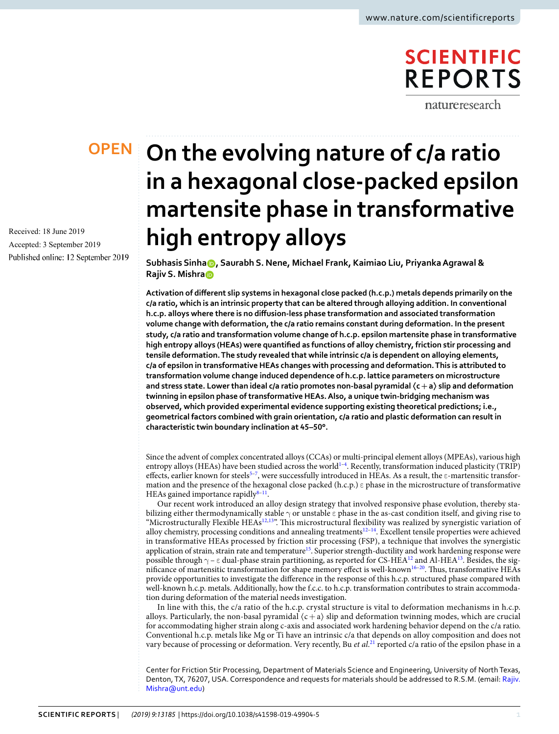# On the evolving nature of c/a ratio in a hexagonal close-packed epsilon martensite phase in transformative high entropy alloys

Received: 18 June 2019

Accepted: 3 September 2019

Published online: 12 September 2019

**Subhasis Sinha, Saurabh S. Nene, Michael Frank, Kaimiao Liu, Priyanka Agrawal & Rajiv S. Mishra**

**Activation of different slip systems in hexagonal close packed (h.c.p.) metals depends primarily on the c/a ratio, which is an intrinsic property that can be altered through alloying addition. In conventional h.c.p. alloys where there is no diffusion-less phase transformation and associated transformation volume change with deformation, the c/a ratio remains constant during deformation. In the present study, c/a ratio and transformation volume change of h.c.p. epsilon martensite phase in transformative high entropy alloys (HEAs) were quantified as functions of alloy chemistry, friction stir processing and tensile deformation. The study revealed that while intrinsic c/a is dependent on alloying elements, c/a of epsilon in transformative HEAs changes with processing and deformation. This is attributed to transformation volume change induced dependence of h.c.p. lattice parameters on microstructure and stress state. Lower than ideal c/a ratio promotes non-basal pyramidal ⟨c + a⟩ slip and deformation twinning in epsilon phase of transformative HEAs. Also, a unique twin-bridging mechanism was observed, which provided experimental evidence supporting existing theoretical predictions; i.e., geometrical factors combined with grain orientation, c/a ratio and plastic deformation can result in characteristic twin boundary inclination at 45–50°.**

Since the advent of complex concentrated alloys (CCAs) or multi-principal element alloys (MPEAs), various high entropy alloys (HEAs) have been studied across the world[1–4]. Recently, transformation induced plasticity (TRIP) effects, earlier known for steels[5–7], were successfully introduced in HEAs. As a result, the ε-martensitic transformation and the presence of the hexagonal close packed (h.c.p.) ε phase in the microstructure of transformative HEAs gained importance rapidly[8–11].

Our recent work introduced an alloy design strategy that involved responsive phase evolution, thereby stabilizing either thermodynamically stable γ or unstable ε phase in the as-cast condition itself, and giving rise to "Microstructurally Flexible HEAs[12,13]". This microstructural flexibility was realized by synergistic variation of alloy chemistry, processing conditions and annealing treatments[12–14]. Excellent tensile properties were achieved in transformative HEAs processed by friction stir processing (FSP), a technique that involves the synergistic application of strain, strain rate and temperature[15]. Superior strength-ductility and work hardening response were possible through γ – ε dual-phase strain partitioning, as reported for CS-HEA[12] and Al-HEA[13]. Besides, the significance of martensitic transformation for shape memory effect is well-known[16–20]. Thus, transformative HEAs provide opportunities to investigate the difference in the response of this h.c.p. structured phase compared with well-known h.c.p. metals. Additionally, how the f.c.c. to h.c.p. transformation contributes to strain accommodation during deformation of the material needs investigation.

In line with this, the c/a ratio of the h.c.p. crystal structure is vital to deformation mechanisms in h.c.p. alloys. Particularly, the non-basal pyramidal ⟨c + a⟩ slip and deformation twinning modes, which are crucial for accommodating higher strain along c-axis and associated work hardening behavior depend on the c/a ratio. Conventional h.c.p. metals like Mg or Ti have an intrinsic c/a that depends on alloy composition and does not vary because of processing or deformation. Very recently, Bu *et al.*[21] reported c/a ratio of the epsilon phase in a

Center for Friction Stir Processing, Department of Materials Science and Engineering, University of North Texas, Denton, TX, 76207, USA. Correspondence and requests for materials should be addressed to R.S.M. (email: Rajiv.Mishra@unt.edu)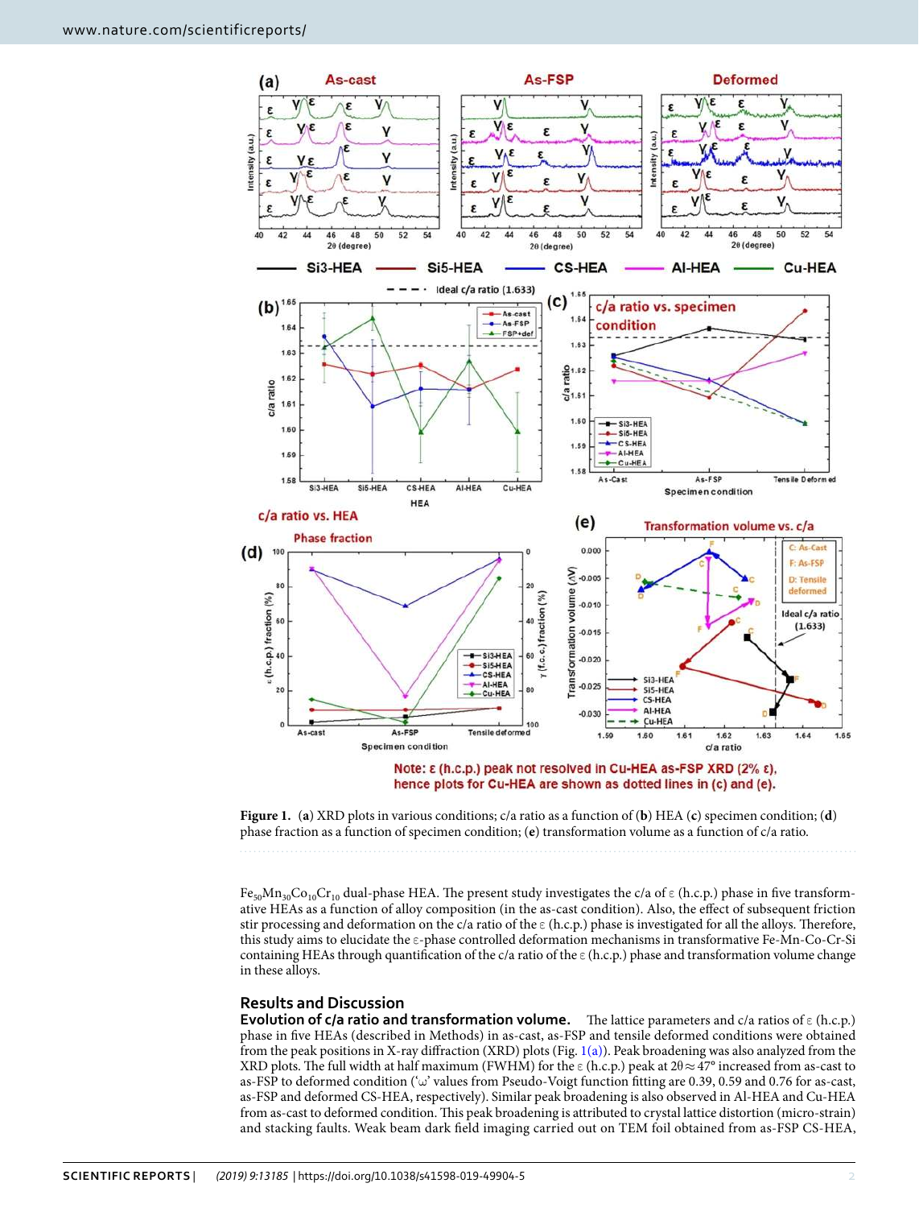**Figure 1.** (**a**) XRD plots in various conditions; c/a ratio as a function of (**b**) HEA (**c**) specimen condition; (**d**) phase fraction as a function of specimen condition; (**e**) transformation volume as a function of c/a ratio.

$Fe_{50}Mn_{30}Co_{10}Cr_{10}$ dual-phase HEA. The present study investigates the c/a of ε (h.c.p.) phase in five transformative HEAs as a function of alloy composition (in the as-cast condition). Also, the effect of subsequent friction stir processing and deformation on the c/a ratio of the ε (h.c.p.) phase is investigated for all the alloys. Therefore, this study aims to elucidate the ε-phase controlled deformation mechanisms in transformative Fe-Mn-Co-Cr-Si containing HEAs through quantification of the c/a ratio of the ε (h.c.p.) phase and transformation volume change in these alloys.

## Results and Discussion

**Evolution of c/a ratio and transformation volume.** The lattice parameters and c/a ratios of ε (h.c.p.) phase in five HEAs (described in Methods) in as-cast, as-FSP and tensile deformed conditions were obtained from the peak positions in X-ray diffraction (XRD) plots (Fig. 1(a)). Peak broadening was also analyzed from the XRD plots. The full width at half maximum (FWHM) for the ε (h.c.p.) peak at $2\theta \approx 47°$ increased from as-cast to as-FSP to deformed condition ('ω' values from Pseudo-Voigt function fitting are 0.39, 0.59 and 0.76 for as-cast, as-FSP and deformed CS-HEA, respectively). Similar peak broadening is also observed in Al-HEA and Cu-HEA from as-cast to deformed condition. This peak broadening is attributed to crystal lattice distortion (micro-strain) and stacking faults. Weak beam dark field imaging carried out on TEM foil obtained from as-FSP CS-HEA,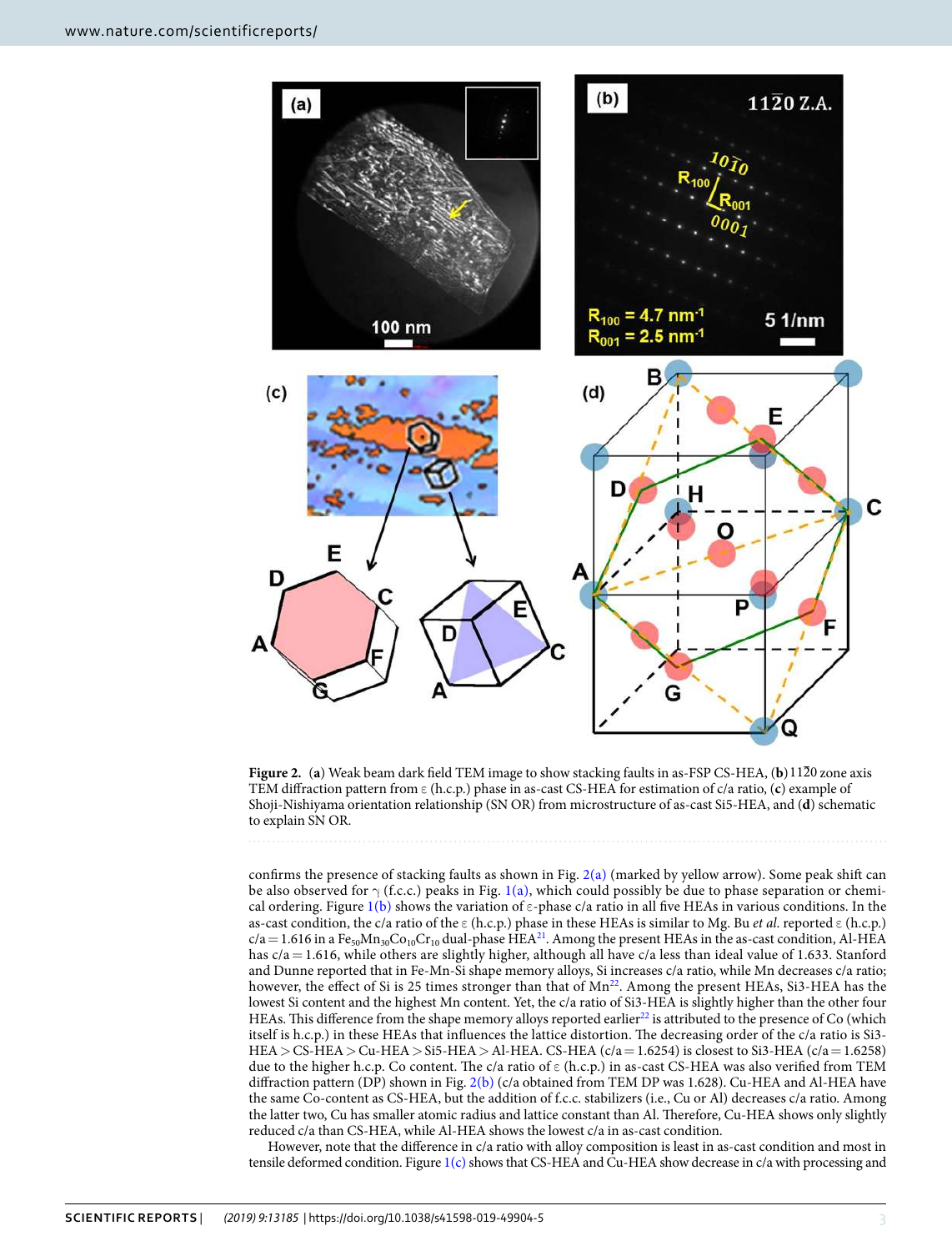**Figure 2.** (**a**) Weak beam dark field TEM image to show stacking faults in as-FSP CS-HEA, (**b**) $11\bar{2}0$ zone axis TEM diffraction pattern from ε (h.c.p.) phase in as-cast CS-HEA for estimation of c/a ratio, (**c**) example of Shoji-Nishiyama orientation relationship (SN OR) from microstructure of as-cast Si5-HEA, and (**d**) schematic to explain SN OR.

confirms the presence of stacking faults as shown in Fig. 2(a) (marked by yellow arrow). Some peak shift can be also observed for γ (f.c.c.) peaks in Fig. 1(a), which could possibly be due to phase separation or chemical ordering. Figure 1(b) shows the variation of ε-phase c/a ratio in all five HEAs in various conditions. In the as-cast condition, the c/a ratio of the ε (h.c.p.) phase in these HEAs is similar to Mg. Bu *et al*. reported ε (h.c.p.) c/a = 1.616 in a $Fe_{50}Mn_{30}Co_{10}Cr_{10}$ dual-phase HEA[21]. Among the present HEAs, Si3-HEA has the lowest Si content and the highest Mn content. Yet, the c/a ratio of Si3-HEA is slightly higher than the other four HEAs. This difference from the shape memory alloys reported earlier[22] is attributed to the presence of Co (which itself is h.c.p.) in these HEAs that influences the lattice distortion. The decreasing order of the c/a ratio is Si3-HEA > CS-HEA > Cu-HEA > Si5-HEA > Al-HEA. CS-HEA (c/a = 1.6254) is closest to Si3-HEA (c/a = 1.6258) due to the higher h.c.p. Co content. The c/a ratio of ε (h.c.p.) in as-cast CS-HEA was also verified from TEM diffraction pattern (DP) shown in Fig. 2(b) (c/a obtained from TEM DP was 1.628). Cu-HEA and Al-HEA have the same Co-content as CS-HEA, but the addition of f.c.c. stabilizers (i.e., Cu or Al) decreases c/a ratio. Among the latter two, Cu has smaller atomic radius and lattice constant than Al. Therefore, Cu-HEA shows only slightly reduced c/a than CS-HEA, while Al-HEA shows the lowest c/a in as-cast condition.

However, note that the difference in c/a ratio with alloy composition is least in as-cast condition and most in tensile deformed condition. Figure 1(c) shows that CS-HEA and Cu-HEA show decrease in c/a with processing and

The as-cast condition, Al-HEA has c/a = 1.616, while others are slightly higher, although all have c/a less than ideal value of 1.633. Stanford and Dunne reported that in Fe-Mn-Si shape memory alloys, Si increases c/a ratio, while Mn decreases c/a ratio; however, the effect of Si is 25 times stronger than that of Mn[22].

**Figure 2.** (**a**) Weak beam dark field TEM image to show stacking faults in as-FSP CS-HEA, (**b**) $11\bar{2}0$ zone axis TEM diffraction pattern from ε (h.c.p.) phase in as-cast CS-HEA for estimation of c/a ratio, (**c**) example of Shoji-Nishiyama orientation relationship (SN OR) from microstructure of as-cast Si5-HEA, and (**d**) schematic to explain SN OR.

confirms the presence of stacking faults as shown in Fig. 2(a) (marked by yellow arrow). Some peak shift can be also observed for γ (f.c.c.) peaks in Fig. 1(a), which could possibly be due to phase separation or chemical ordering. Figure 1(b) shows the variation of ε-phase c/a ratio in all five HEAs in various conditions. In the as-cast condition, the c/a ratio of the ε (h.c.p.) phase in these HEAs is similar to Mg. Bu *et al*. reported ε (h.c.p.) c/a = 1.616 in a $Fe_{50}Mn_{30}Co_{10}Cr_{10}$ dual-phase HEA[21]. Among the present HEAs in the as-cast condition, Al-HEA has c/a = 1.616, while others are slightly higher, although all have c/a less than ideal value of 1.633. Stanford and Dunne reported that in Fe-Mn-Si shape memory alloys, Si increases c/a ratio, while Mn decreases c/a ratio; however, the effect of Si is 25 times stronger than that of Mn[22]. Among the present HEAs, Si3-HEA has the lowest Si content and the highest Mn content. Yet, the c/a ratio of Si3-HEA is slightly higher than the other four HEAs. This difference from the shape memory alloys reported earlier[22] is attributed to the presence of Co (which itself is h.c.p.) in these HEAs that influences the lattice distortion. The decreasing order of the c/a ratio is Si3-HEA > CS-HEA > Cu-HEA > Si5-HEA > Al-HEA. CS-HEA (c/a = 1.6254) is closest to Si3-HEA (c/a = 1.6258) due to the higher h.c.p. Co content. The c/a ratio of ε (h.c.p.) in as-cast CS-HEA was also verified from TEM diffraction pattern (DP) shown in Fig. 2(b) (c/a obtained from TEM DP was 1.628). Cu-HEA and Al-HEA have the same Co-content as CS-HEA, but the addition of f.c.c. stabilizers (i.e., Cu or Al) decreases c/a ratio. Among the latter two, Cu has smaller atomic radius and lattice constant than Al. Therefore, Cu-HEA shows only slightly reduced c/a than CS-HEA, while Al-HEA shows the lowest c/a in as-cast condition.

However, note that the difference in c/a ratio with alloy composition is least in as-cast condition and most in tensile deformed condition. Figure 1(c) shows that CS-HEA and Cu-HEA show decrease in c/a with processing and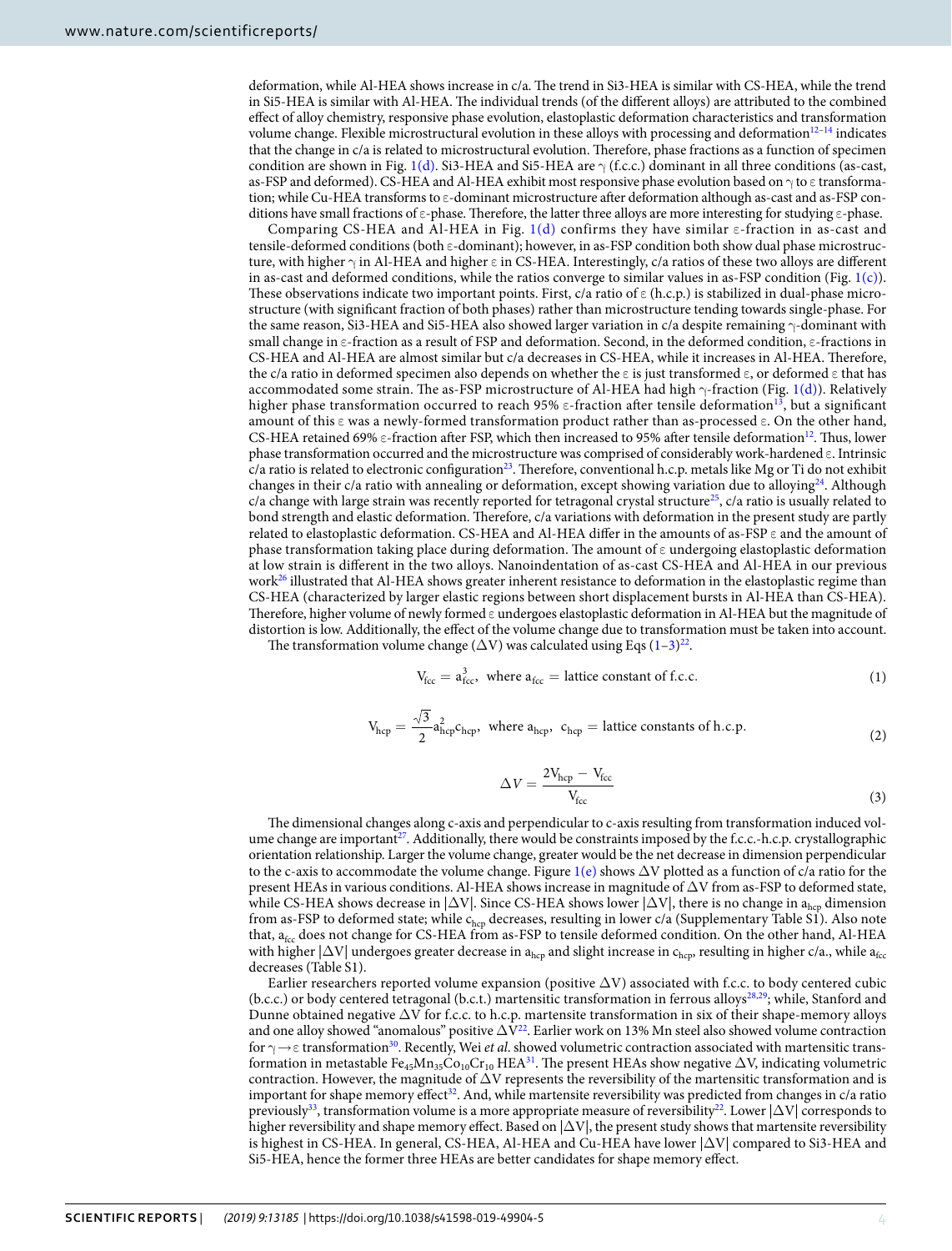deformation, while Al-HEA shows increase in c/a. The trend in Si3-HEA is similar with CS-HEA, while the trend in Si5-HEA is similar with Al-HEA. The individual trends (of the different alloys) are attributed to the combined effect of alloy chemistry, responsive phase evolution, elastoplastic deformation characteristics and transformation volume change. Flexible microstructural evolution in these alloys with processing and deformation[12–14] indicates that the change in c/a is related to microstructural evolution. Therefore, phase fractions as a function of specimen condition are shown in Fig. 1(d). Si3-HEA and Si5-HEA are γ (f.c.c.) dominant in all three conditions (as-cast, as-FSP and deformed). CS-HEA and Al-HEA exhibit most responsive phase evolution based on γ to ε transformation; while Cu-HEA transforms to ε-dominant microstructure after deformation although as-cast and as-FSP conditions have small fractions of ε-phase. Therefore, the latter three alloys are more interesting for studying ε-phase.

Comparing CS-HEA and Al-HEA in Fig. 1(d) confirms they have similar ε-fraction in as-cast and tensile-deformed conditions (both ε-dominant); however, in as-FSP condition both show dual phase microstructure, with higher γ in Al-HEA and higher ε in CS-HEA. Interestingly, c/a ratios of these two alloys are different in as-cast and deformed conditions, while the ratios converge to similar values in as-FSP condition (Fig. 1(c)). These observations indicate two important points. First, c/a ratio of ε (h.c.p.) is stabilized in dual-phase microstructure (with significant fraction of both phases) rather than microstructure tending towards single-phase. For the same reason, Si3-HEA and Si5-HEA also showed larger variation in c/a despite remaining γ-dominant with small change in ε-fraction as a result of FSP and deformation. Second, in the deformed condition, ε-fractions in CS-HEA and Al-HEA are almost similar but c/a decreases in CS-HEA, while it increases in Al-HEA. Therefore, the c/a ratio in deformed specimen also depends on whether the ε is just transformed ε, or deformed ε that has accommodated some strain. The as-FSP microstructure of Al-HEA had high γ-fraction (Fig. 1(d)). Relatively higher phase transformation occurred to reach 95% ε-fraction after tensile deformation[13], but a significant amount of this ε was a newly-formed transformation product rather than as-processed ε. On the other hand, CS-HEA retained 69% ε-fraction after FSP, which then increased to 95% after tensile deformation[12]. Thus, lower phase transformation occurred and the microstructure was comprised of considerably work-hardened ε. Intrinsic c/a ratio is related to electronic configuration[23]. Therefore, conventional h.c.p. metals like Mg or Ti do not exhibit changes in their c/a ratio with annealing or deformation, except showing variation due to alloying[24]. Although c/a change with large strain was recently reported for tetragonal crystal structure[25], c/a ratio is usually related to bond strength and elastic deformation. Therefore, c/a variations with deformation in the present study are partly related to elastoplastic deformation. CS-HEA and Al-HEA differ in the amounts of as-FSP ε and the amount of phase transformation taking place during deformation. The amount of ε undergoing elastoplastic deformation at low strain is different in the two alloys. Nanoindentation of as-cast CS-HEA and Al-HEA in our previous work[26] illustrated that Al-HEA shows greater inherent resistance to deformation in the elastoplastic regime than CS-HEA (characterized by larger elastic regions between short displacement bursts in Al-HEA than CS-HEA). Therefore, higher volume of newly formed ε undergoes elastoplastic deformation in Al-HEA but the magnitude of distortion is low. Additionally, the effect of the volume change due to transformation must be taken into account.

The transformation volume change (ΔV) was calculated using Eqs (1–3)[22].

$$V_{fcc} = a_{fcc}^3, \text{ where } a_{fcc} = \text{lattice constant of f.c.c.} \tag{1}$$

$$V_{hcp} = \frac{\sqrt{3}}{2} a_{hcp}^2 c_{hcp}, \text{ where } a_{hcp}, \ c_{hcp} = \text{lattice constants of h.c.p.} \tag{2}$$

$$\Delta V = \frac{2V_{hcp} - V_{fcc}}{V_{fcc}} \tag{3}$$

The dimensional changes along c-axis and perpendicular to c-axis resulting from transformation induced volume change are important[27]. Additionally, there would be constraints imposed by the f.c.c.-h.c.p. crystallographic orientation relationship. Larger the volume change, greater would be the net decrease in dimension perpendicular to the c-axis to accommodate the volume change. Figure 1(e) shows ΔV plotted as a function of c/a ratio for the present HEAs in various conditions. Al-HEA shows increase in magnitude of ΔV from as-FSP to deformed state, while CS-HEA shows decrease in |ΔV|. Since CS-HEA shows lower |ΔV|, there is no change in $a_{hcp}$ dimension from as-FSP to deformed state; while $c_{hcp}$ decreases, resulting in lower c/a (Supplementary Table S1). Also note that, $a_{fcc}$ does not change for CS-HEA from as-FSP to tensile deformed condition. On the other hand, Al-HEA with higher |ΔV| undergoes greater decrease in $a_{hcp}$ and slight increase in $c_{hcp}$, resulting in higher c/a., while $a_{fcc}$ decreases (Table S1).

Earlier researchers reported volume expansion (positive ΔV) associated with f.c.c. to body centered cubic (b.c.c.) or body centered tetragonal (b.c.t.) martensitic transformation in ferrous alloys[28,29]; while, Stanford and Dunne obtained negative ΔV for f.c.c. to h.c.p. martensite transformation in six of their shape-memory alloys and one alloy showed "anomalous" positive ΔV[22]. Earlier work on 13% Mn steel also showed volume contraction for γ→ε transformation[30]. Recently, Wei *et al*. showed volumetric contraction associated with martensitic transformation in metastable $Fe_{45}Mn_{35}Co_{10}Cr_{10}$ HEA[31]. The present HEAs show negative ΔV, indicating volumetric contraction. However, the magnitude of ΔV represents the reversibility of the martensitic transformation and is important for shape memory effect[32]. And, while martensite reversibility was predicted from changes in c/a ratio previously[33], transformation volume is a more appropriate measure of reversibility[22]. Lower |ΔV| corresponds to higher reversibility and shape memory effect. Based on |ΔV|, the present study shows that martensite reversibility is highest in CS-HEA. In general, CS-HEA, Al-HEA and Cu-HEA have lower |ΔV| compared to Si3-HEA and Si5-HEA, hence the former three HEAs are better candidates for shape memory effect.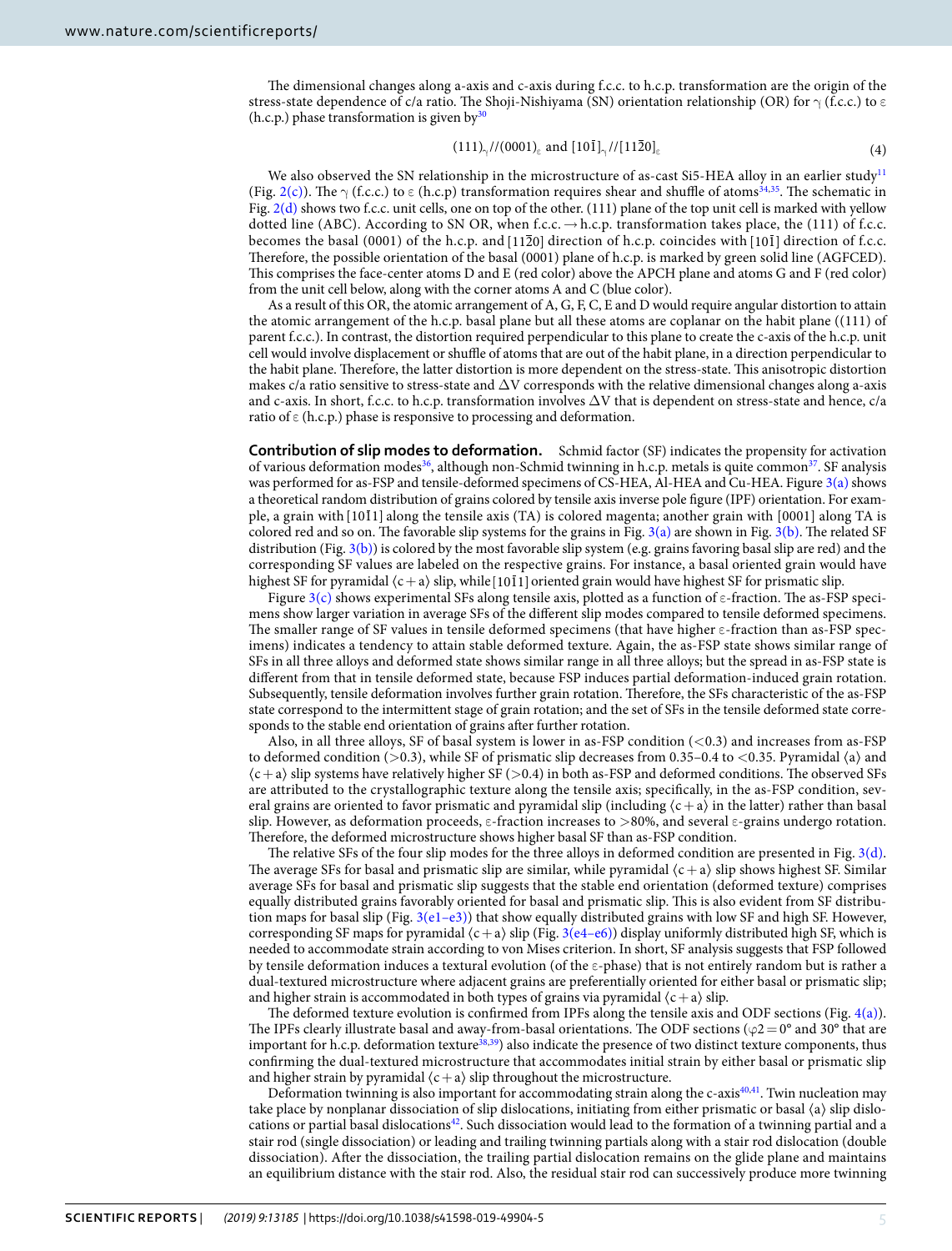The dimensional changes along a-axis and c-axis during f.c.c. to h.c.p. transformation are the origin of the stress-state dependence of c/a ratio. The Shoji-Nishiyama (SN) orientation relationship (OR) for γ (f.c.c.) to ε (h.c.p.) phase transformation is given by[30]

$$(111)_{\gamma}//(0001)_{\varepsilon} \text{ and } [10\bar{1}]_{\gamma}//[11\bar{2}0]_{\varepsilon} \tag{4}$$

We also observed the SN relationship in the microstructure of as-cast Si5-HEA alloy in an earlier study[11] (Fig. 2(c)). The γ (f.c.c.) to ε (h.c.p) transformation requires shear and shuffle of atoms[34,35]. The schematic in Fig. 2(d) shows two f.c.c. unit cells, one on top of the other. (111) plane of the top unit cell is marked with yellow dotted line (ABC). According to SN OR, when f.c.c. → h.c.p. transformation takes place, the (111) of f.c.c. becomes the basal (0001) of the h.c.p. and $[11\bar{2}0]$ direction of h.c.p. coincides with $[10\bar{1}]$ direction of f.c.c. Therefore, the possible orientation of the basal (0001) plane of h.c.p. is marked by green solid line (AGFCED). This comprises the face-center atoms D and E (red color) above the APCH plane and atoms G and F (red color) from the unit cell below, along with the corner atoms A and C (blue color).

As a result of this OR, the atomic arrangement of A, G, F, C, E and D would require angular distortion to attain the atomic arrangement of the h.c.p. basal plane but all these atoms are coplanar on the habit plane ((111) of parent f.c.c.). In contrast, the distortion required perpendicular to this plane to create the c-axis of the h.c.p. unit cell would involve displacement or shuffle of atoms that are out of the habit plane, in a direction perpendicular to the habit plane. Therefore, the latter distortion is more dependent on the stress-state. This anisotropic distortion makes c/a ratio sensitive to stress-state and ΔV corresponds with the relative dimensional changes along a-axis and c-axis. In short, f.c.c. to h.c.p. transformation involves ΔV that is dependent on stress-state and hence, c/a ratio of ε (h.c.p.) phase is responsive to processing and deformation.

**Contribution of slip modes to deformation.** Schmid factor (SF) indicates the propensity for activation of various deformation modes[36], although non-Schmid twinning in h.c.p. metals is quite common[37]. SF analysis was performed for as-FSP and tensile-deformed specimens of CS-HEA, Al-HEA and Cu-HEA. Figure 3(a) shows a theoretical random distribution of grains colored by tensile axis inverse pole figure (IPF) orientation. For example, a grain with $[10\bar{1}1]$ along the tensile axis (TA) is colored magenta; another grain with [0001] along TA is colored red and so on. The favorable slip systems for the grains in Fig. 3(a) are shown in Fig. 3(b). The related SF distribution (Fig. 3(b)) is colored by the most favorable slip system (e.g. grains favoring basal slip are red) and the corresponding SF values are labeled on the respective grains. For instance, a basal oriented grain would have highest SF for pyramidal ⟨c + a⟩ slip, while $[10\bar{1}1]$ oriented grain would have highest SF for prismatic slip.

Figure 3(c) shows experimental SFs along tensile axis, plotted as a function of ε-fraction. The as-FSP specimens show larger variation in average SFs of the different slip modes compared to tensile deformed specimens. The smaller range of SF values in tensile deformed specimens (that have higher ε-fraction than as-FSP specimens) indicates a tendency to attain stable deformed texture. Again, the as-FSP state shows similar range of SFs in all three alloys and deformed state shows similar range in all three alloys; but the spread in as-FSP state is different from that in tensile deformed state, because FSP induces partial deformation-induced grain rotation. Subsequently, tensile deformation involves further grain rotation. Therefore, the SFs characteristic of the as-FSP state correspond to the intermittent stage of grain rotation; and the set of SFs in the tensile deformed state corresponds to the stable end orientation of grains after further rotation.

Also, in all three alloys, SF of basal system is lower in as-FSP condition (<0.3) and increases from as-FSP to deformed condition (>0.3), while SF of prismatic slip decreases from 0.35–0.4 to <0.35. Pyramidal ⟨a⟩ and ⟨c + a⟩ slip systems have relatively higher SF (>0.4) in both as-FSP and deformed conditions. The observed SFs are attributed to the crystallographic texture along the tensile axis; specifically, in the as-FSP condition, several grains are oriented to favor prismatic and pyramidal slip (including ⟨c + a⟩ in the latter) rather than basal slip. However, as deformation proceeds, ε-fraction increases to >80%, and several ε-grains undergo rotation. Therefore, the deformed microstructure shows higher basal SF than as-FSP condition.

The relative SFs of the four slip modes for the three alloys in deformed condition are presented in Fig. 3(d). The average SFs for basal and prismatic slip are similar, while pyramidal ⟨c + a⟩ slip shows highest SF. Similar average SFs for basal and prismatic slip suggests that the stable end orientation (deformed texture) comprises equally distributed grains favorably oriented for basal and prismatic slip. This is also evident from SF distribution maps for basal slip (Fig. 3(e1–e3)) that show equally distributed grains with low SF and high SF. However, corresponding SF maps for pyramidal ⟨c + a⟩ slip (Fig. 3(e4–e6)) display uniformly distributed high SF, which is needed to accommodate strain according to von Mises criterion. In short, SF analysis suggests that FSP followed by tensile deformation induces a textural evolution (of the ε-phase) that is not entirely random but is rather a dual-textured microstructure where adjacent grains are preferentially oriented for either basal or prismatic slip; and higher strain is accommodated in both types of grains via pyramidal ⟨c + a⟩ slip.

The deformed texture evolution is confirmed from IPFs along the tensile axis and ODF sections (Fig. 4(a)). The IPFs clearly illustrate basal and away-from-basal orientations. The ODF sections (φ2 = 0° and 30° that are important for h.c.p. deformation texture[38,39]) also indicate the presence of two distinct texture components, thus confirming the dual-textured microstructure that accommodates initial strain by either basal or prismatic slip and higher strain by pyramidal ⟨c + a⟩ slip throughout the microstructure.

Deformation twinning is also important for accommodating strain along the c-axis[40,41]. Twin nucleation may take place by nonplanar dissociation of slip dislocations, initiating from either prismatic or basal ⟨a⟩ slip dislocations or partial basal dislocations[42]. Such dissociation would lead to the formation of a twinning partial and a stair rod (single dissociation) or leading and trailing twinning partials along with a stair rod dislocation (double dissociation). After the dissociation, the trailing partial dislocation remains on the glide plane and maintains an equilibrium distance with the stair rod. Also, the residual stair rod can successively produce more twinning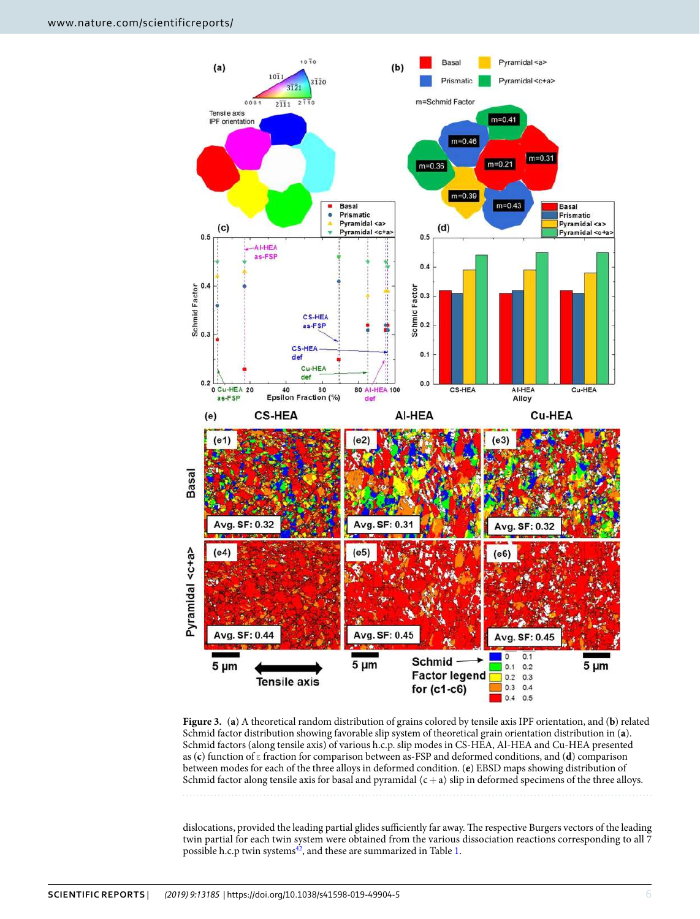**Figure 3.** (**a**) A theoretical random distribution of grains colored by tensile axis IPF orientation, and (**b**) related Schmid factor distribution showing favorable slip system of theoretical grain orientation distribution in (**a**). Schmid factors (along tensile axis) of various h.c.p. slip modes in CS-HEA, Al-HEA and Cu-HEA presented as (**c**) function of ε fraction for comparison between as-FSP and deformed conditions, and (**d**) comparison between modes for each of the three alloys in deformed condition. (**e**) EBSD maps showing distribution of Schmid factor along tensile axis for basal and pyramidal ⟨c + a⟩ slip in deformed specimens of the three alloys.

dislocations, provided the leading partial glides sufficiently far away. The respective Burgers vectors of the leading twin partial for each twin system were obtained from the various dissociation reactions corresponding to all 7 possible h.c.p twin systems[42], and these are summarized in Table 1.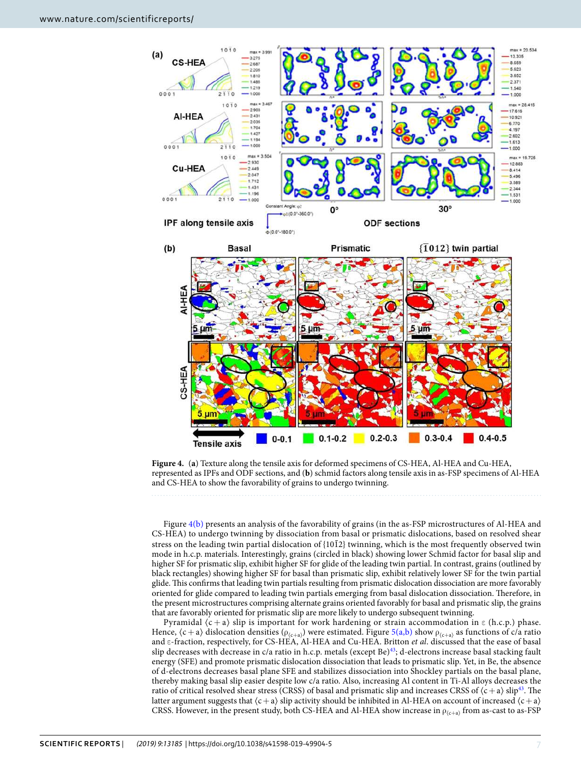**Figure 4.** (**a**) Texture along the tensile axis for deformed specimens of CS-HEA, Al-HEA and Cu-HEA, represented as IPFs and ODF sections, and (**b**) schmid factors along tensile axis in as-FSP specimens of Al-HEA and CS-HEA to show the favorability of grains to undergo twinning.

Figure 4(b) presents an analysis of the favorability of grains (in the as-FSP microstructures of Al-HEA and CS-HEA) to undergo twinning by dissociation from basal or prismatic dislocations, based on resolved shear stress on the leading twin partial dislocation of $\{10\bar{1}2\}$ twinning, which is the most frequently observed twin mode in h.c.p. materials. Interestingly, grains (circled in black) showing lower Schmid factor for basal slip and higher SF for prismatic slip, exhibit higher SF for glide of the leading twin partial. In contrast, grains (outlined by black rectangles) showing higher SF for basal than prismatic slip, exhibit relatively lower SF for the twin partial glide. This confirms that leading twin partials resulting from prismatic dislocation dissociation are more favorably oriented for glide compared to leading twin partials emerging from basal dislocation dissociation. Therefore, in the present microstructures comprising alternate grains oriented favorably for basal and prismatic slip, the grains that are favorably oriented for prismatic slip are more likely to undergo subsequent twinning.

Pyramidal $\langle c+a \rangle$ slip is important for work hardening or strain accommodation in ε (h.c.p.) phase. Hence, $\langle c+a \rangle$ dislocation densities ($\rho_{\langle c+a \rangle}$) were estimated. Figure 5(a,b) show $\rho_{\langle c+a \rangle}$ as functions of c/a ratio and ε-fraction, respectively, for CS-HEA, Al-HEA and Cu-HEA. Britton *et al*. discussed that the ease of basal slip decreases with decrease in c/a ratio in h.c.p. metals (except Be)[43]; d-electrons increase basal stacking fault energy (SFE) and promote prismatic dislocation dissociation that leads to prismatic slip. Yet, in Be, the absence of d-electrons decreases basal plane SFE and stabilizes dissociation into Shockley partials on the basal plane, thereby making basal slip easier despite low c/a ratio. Also, increasing Al content in Ti-Al alloys decreases the ratio of critical resolved shear stress (CRSS) of basal and prismatic slip and increases CRSS of $\langle c+a \rangle$ slip[43]. The latter argument suggests that $\langle c+a \rangle$ slip activity should be inhibited in Al-HEA on account of increased $\langle c+a \rangle$ CRSS. However, in the present study, both CS-HEA and Al-HEA show increase in $\rho_{\langle c+a \rangle}$ from as-cast to as-FSP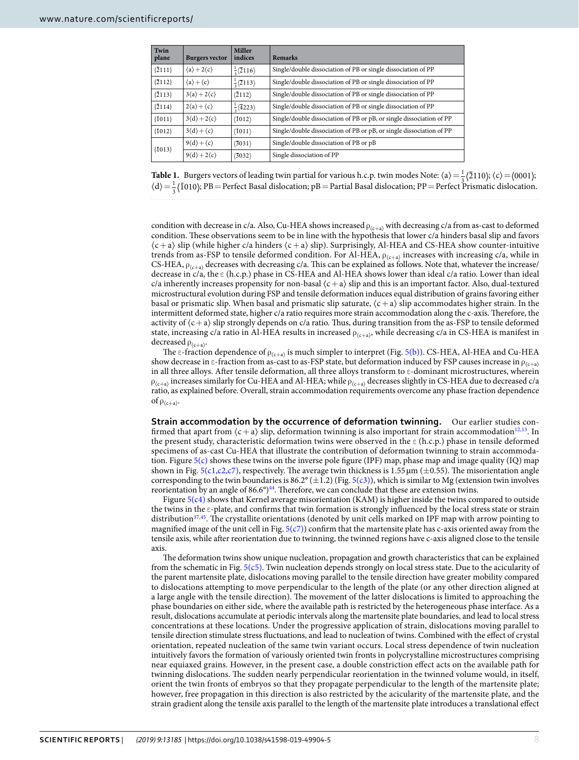| Twin plane | Burgers vector | Miller indices | Remarks |
|---|---|---|---|
| $\{\bar{2}111\}$ | $\langle a\rangle + 2\langle c\rangle$ | $\frac{1}{3}\langle\bar{2}116\rangle$ | Single/double dissociation of PB or single dissociation of PP |
| $\{\bar{2}112\}$ | $\langle a\rangle + \langle c\rangle$ | $\frac{1}{3}\langle\bar{2}113\rangle$ | Single/double dissociation of PB or single dissociation of PP |
| $\{\bar{2}113\}$ | $3\langle a\rangle + 2\langle c\rangle$ | $\langle\bar{2}112\rangle$ | Single/double dissociation of PB or single dissociation of PP |
| $\{\bar{2}114\}$ | $2\langle a\rangle + \langle c\rangle$ | $\frac{1}{3}\langle\bar{4}223\rangle$ | Single/double dissociation of PB or single dissociation of PP |
| $\{\bar{1}011\}$ | $3\langle d\rangle + 2\langle c\rangle$ | $\langle\bar{1}012\rangle$ | Single/double dissociation of PB or pB, or single dissociation of PP |
| $\{\bar{1}012\}$ | $3\langle d\rangle + \langle c\rangle$ | $\langle\bar{1}011\rangle$ | Single/double dissociation of PB or pB, or single dissociation of PP |
| $\{\bar{1}013\}$ | $9\langle d\rangle + \langle c\rangle$ | $\langle\bar{3}031\rangle$ | Single/double dissociation of PB or pB |
| | $9\langle d\rangle + 2\langle c\rangle$ | $\langle\bar{3}032\rangle$ | Single dissociation of PP |

**Table 1.** Burgers vectors of leading twin partial for various h.c.p. twin modes Note: $\langle a\rangle = \frac{1}{3}\langle\bar{2}110\rangle$; $\langle c\rangle = \langle 0001\rangle$; $\langle d\rangle = \frac{1}{3}\langle\bar{1}010\rangle$; PB = Perfect Basal dislocation; pB = Partial Basal dislocation; PP = Perfect Prismatic dislocation.

condition with decrease in c/a. Also, Cu-HEA shows increased $\rho_{\langle c+a\rangle}$ with decreasing c/a from as-cast to deformed condition. These observations seem to be in line with the hypothesis that lower c/a hinders basal slip and favors $\langle c+a\rangle$ slip (while higher c/a hinders $\langle c+a\rangle$ slip). Surprisingly, Al-HEA and CS-HEA show counter-intuitive trends from as-FSP to tensile deformed condition. For Al-HEA, $\rho_{\langle c+a\rangle}$ increases with increasing c/a, while in CS-HEA, $\rho_{\langle c+a\rangle}$ decreases with decreasing c/a. This can be explained as follows. Note that, whatever the increase/decrease in c/a, the ε (h.c.p.) phase in CS-HEA and Al-HEA shows lower than ideal c/a ratio. Lower than ideal c/a inherently increases propensity for non-basal $\langle c+a\rangle$ slip and this is an important factor. Also, dual-textured microstructural evolution during FSP and tensile deformation induces equal distribution of grains favoring either basal or prismatic slip. When basal and prismatic slip saturate, $\langle c+a\rangle$ slip accommodates higher strain. In the intermittent deformed state, higher c/a ratio requires more strain accommodation along the c-axis. Therefore, the activity of $\langle c+a\rangle$ slip strongly depends on c/a ratio. Thus, during transition from the as-FSP to tensile deformed state, increasing c/a ratio in Al-HEA results in increased $\rho_{\langle c+a\rangle}$, while decreasing c/a in CS-HEA is manifest in decreased $\rho_{\langle c+a\rangle}$.

The ε-fraction dependence of $\rho_{\langle c+a\rangle}$ is much simpler to interpret (Fig. 5(b)). CS-HEA, Al-HEA and Cu-HEA show decrease in ε-fraction from as-cast to as-FSP state, but deformation induced by FSP causes increase in $\rho_{\langle c+a\rangle}$ in all three alloys. After tensile deformation, all three alloys transform to ε-dominant microstructures, wherein $\rho_{\langle c+a\rangle}$ increases similarly for Cu-HEA and Al-HEA; while $\rho_{\langle c+a\rangle}$ decreases slightly in CS-HEA due to decreased c/a ratio, as explained before. Overall, strain accommodation requirements overcome any phase fraction dependence of $\rho_{\langle c+a\rangle}$.

**Strain accommodation by the occurrence of deformation twinning.** Our earlier studies confirmed that apart from $\langle c+a\rangle$ slip, deformation twinning is also important for strain accommodation[12,13]. In the present study, characteristic deformation twins were observed in the ε (h.c.p.) phase in tensile deformed specimens of as-cast Cu-HEA that illustrate the contribution of deformation twinning to strain accommodation. Figure 5(c) shows these twins on the inverse pole figure (IPF) map, phase map and image quality (IQ) map shown in Fig. 5(c1,c2,c7), respectively. The average twin thickness is 1.55 μm (±0.55). The misorientation angle corresponding to the twin boundaries is 86.2° (±1.2) (Fig. 5(c3)), which is similar to Mg (extension twin involves reorientation by an angle of 86.6°)[44]. Therefore, we can conclude that these are extension twins.

Figure 5(c4) shows that Kernel average misorientation (KAM) is higher inside the twins compared to outside the twins in the ε-plate, and confirms that twin formation is strongly influenced by the local stress state or strain distribution[37,45]. The crystallite orientations (denoted by unit cells marked on IPF map with arrow pointing to magnified image of the unit cell in Fig. 5(c7)) confirm that the martensite plate has c-axis oriented away from the tensile axis, while after reorientation due to twinning, the twinned regions have c-axis aligned close to the tensile axis.

The deformation twins show unique nucleation, propagation and growth characteristics that can be explained from the schematic in Fig. 5(c5). Twin nucleation depends strongly on local stress state. Due to the acicularity of the parent martensite plate, dislocations moving parallel to the tensile direction have greater mobility compared to dislocations attempting to move perpendicular to the length of the plate (or any other direction aligned at a large angle with the tensile direction). The movement of the latter dislocations is limited to approaching the phase boundaries on either side, where the available path is restricted by the heterogeneous phase interface. As a result, dislocations accumulate at periodic intervals along the martensite plate boundaries, and lead to local stress concentrations at these locations. Under the progressive application of strain, dislocations moving parallel to tensile direction stimulate stress fluctuations, and lead to nucleation of twins. Combined with the effect of crystal orientation, repeated nucleation of the same twin variant occurs. Local stress dependence of twin nucleation intuitively favors the formation of variously oriented twin fronts in polycrystalline microstructures comprising near equiaxed grains. However, in the present case, a double constriction effect acts on the available path for twinning dislocations. The sudden nearly perpendicular reorientation in the twinned volume would, in itself, orient the twin fronts of embryos so that they propagate perpendicular to the length of the martensite plate; however, free propagation in this direction is also restricted by the acicularity of the martensite plate, and the strain gradient along the tensile axis parallel to the length of the martensite plate introduces a translational effect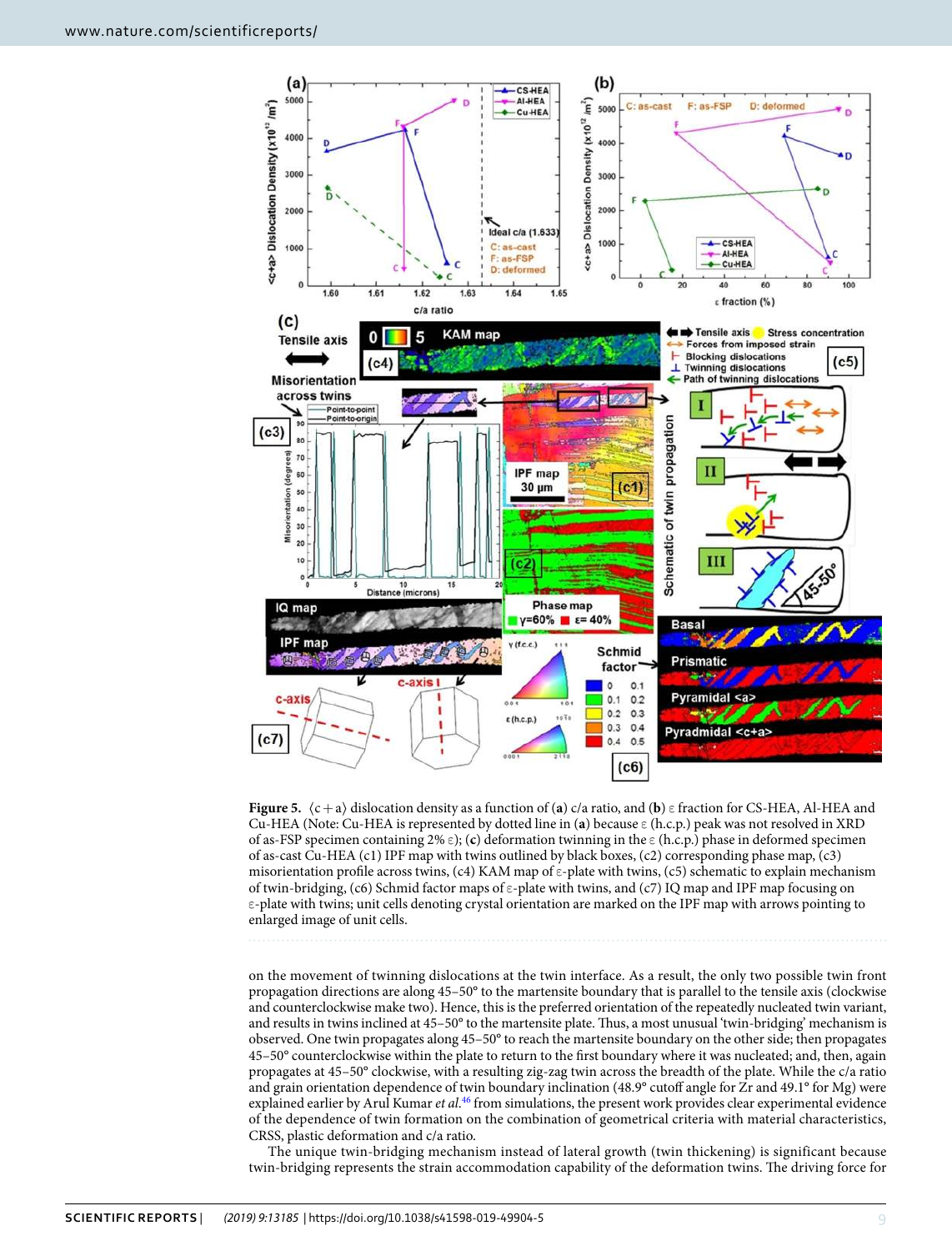**Figure 5.** ⟨c + a⟩ dislocation density as a function of (**a**) c/a ratio, and (**b**) ε fraction for CS-HEA, Al-HEA and Cu-HEA (Note: Cu-HEA is represented by dotted line in (**a**) because ε (h.c.p.) peak was not resolved in XRD of as-FSP specimen containing 2% ε); (**c**) deformation twinning in the ε (h.c.p.) phase in deformed specimen of as-cast Cu-HEA (c1) IPF map with twins outlined by black boxes, (c2) corresponding phase map, (c3) misorientation profile across twins, (c4) KAM map of ε-plate with twins, (c5) schematic to explain mechanism of twin-bridging, (c6) Schmid factor maps of ε-plate with twins, and (c7) IQ map and IPF map focusing on ε-plate with twins; unit cells denoting crystal orientation are marked on the IPF map with arrows pointing to enlarged image of unit cells.

on the movement of twinning dislocations at the twin interface. As a result, the only two possible twin front propagation directions are along 45–50° to the martensite boundary that is parallel to the tensile axis (clockwise and counterclockwise make two). Hence, this is the preferred orientation of the repeatedly nucleated twin variant, and results in twins inclined at 45–50° to the martensite plate. Thus, a most unusual 'twin-bridging' mechanism is observed. One twin propagates along 45–50° to reach the martensite boundary on the other side; then propagates 45–50° counterclockwise within the plate to return to the first boundary where it was nucleated; and, then, again propagates at 45–50° clockwise, with a resulting zig-zag twin across the breadth of the plate. While the c/a ratio and grain orientation dependence of twin boundary inclination (48.9° cutoff angle for Zr and 49.1° for Mg) were explained earlier by Arul Kumar *et al.*[46] from simulations, the present work provides clear experimental evidence of the dependence of twin formation on the combination of geometrical criteria with material characteristics, CRSS, plastic deformation and c/a ratio.

The unique twin-bridging mechanism instead of lateral growth (twin thickening) is significant because twin-bridging represents the strain accommodation capability of the deformation twins. The driving force for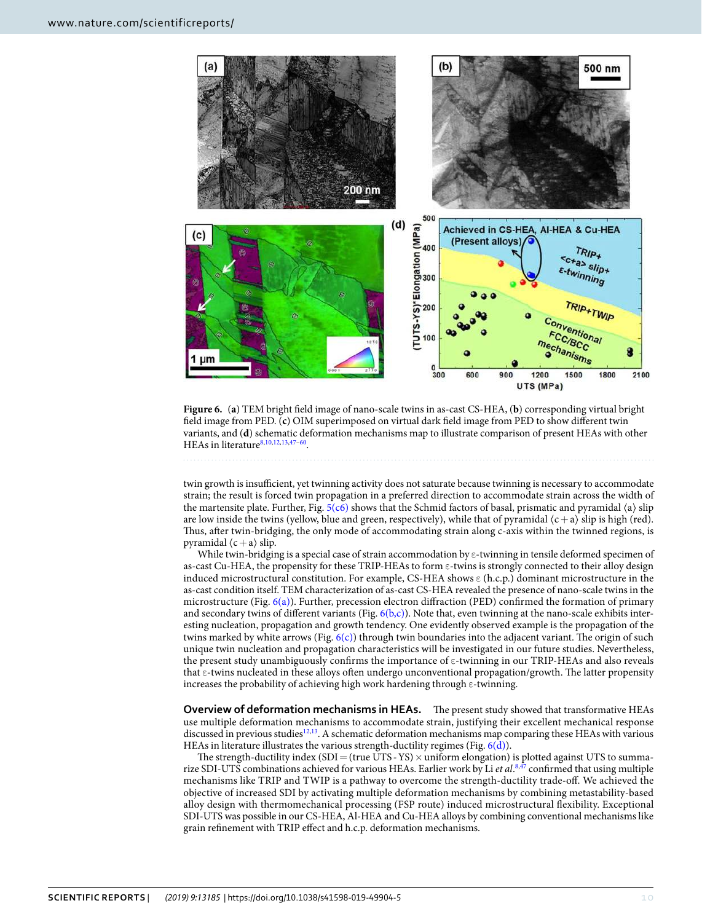(a)

200 nm

(b)

500 nm

(c)

1 µm

(d)

Achieved in CS-HEA, Al-HEA & Cu-HEA (Present alloys)

TRIP+ <c+a> slip+ ε-twinning

TRIP+TWIP

Conventional FCC/BCC mechanisms

(TUTS-YS)* Elongation (MPa)

UTS (MPa)

0 100 200 300 400 500

300 600 900 1200 1500 1800 2100

**Figure 6.** (**a**) TEM bright field image of nano-scale twins in as-cast CS-HEA, (**b**) corresponding virtual bright field image from PED. (**c**) OIM superimposed on virtual dark field image from PED to show different twin variants, and (**d**) schematic deformation mechanisms map to illustrate comparison of present HEAs with other HEAs in literature[8,10,12,13,47–60].

twin growth is insufficient, yet twinning activity does not saturate because twinning is necessary to accommodate strain; the result is forced twin propagation in a preferred direction to accommodate strain across the width of the martensite plate. Further, Fig. 5(c6) shows that the Schmid factors of basal, prismatic and pyramidal ⟨a⟩ slip are low inside the twins (yellow, blue and green, respectively), while that of pyramidal ⟨c + a⟩ slip is high (red). Thus, after twin-bridging, the only mode of accommodating strain along c-axis within the twinned regions, is pyramidal ⟨c + a⟩ slip.

While twin-bridging is a special case of strain accommodation by ε-twinning in tensile deformed specimen of as-cast Cu-HEA, the propensity for these TRIP-HEAs to form ε-twins is strongly connected to their alloy design induced microstructural constitution. For example, CS-HEA shows ε (h.c.p.) dominant microstructure in the as-cast condition itself. TEM characterization of as-cast CS-HEA revealed the presence of nano-scale twins in the microstructure (Fig. 6(a)). Further, precession electron diffraction (PED) confirmed the formation of primary and secondary twins of different variants (Fig. 6(b,c)). Note that, even twinning at the nano-scale exhibits interesting nucleation, propagation and growth tendency. One evidently observed example is the propagation of the twins marked by white arrows (Fig. 6(c)) through twin boundaries into the adjacent variant. The origin of such unique twin nucleation and propagation characteristics will be investigated in our future studies. Nevertheless, the present study unambiguously confirms the importance of ε-twinning in our TRIP-HEAs and also reveals that ε-twins nucleated in these alloys often undergo unconventional propagation/growth. The latter propensity increases the probability of achieving high work hardening through ε-twinning.

**Overview of deformation mechanisms in HEAs.** The present study showed that transformative HEAs use multiple deformation mechanisms to accommodate strain, justifying their excellent mechanical response discussed in previous studies[12,13]. A schematic deformation mechanisms map comparing these HEAs with various HEAs in literature illustrates the various strength-ductility regimes (Fig. 6(d)).

The strength-ductility index (SDI = (true UTS - YS) × uniform elongation) is plotted against UTS to summarize SDI-UTS combinations achieved for various HEAs. Earlier work by Li *et al*.[8,47] confirmed that using multiple mechanisms like TRIP and TWIP is a pathway to overcome the strength-ductility trade-off. We achieved the objective of increased SDI by activating multiple deformation mechanisms by combining metastability-based alloy design with thermomechanical processing (FSP route) induced microstructural flexibility. Exceptional SDI-UTS was possible in our CS-HEA, Al-HEA and Cu-HEA alloys by combining conventional mechanisms like grain refinement with TRIP effect and h.c.p. deformation mechanisms.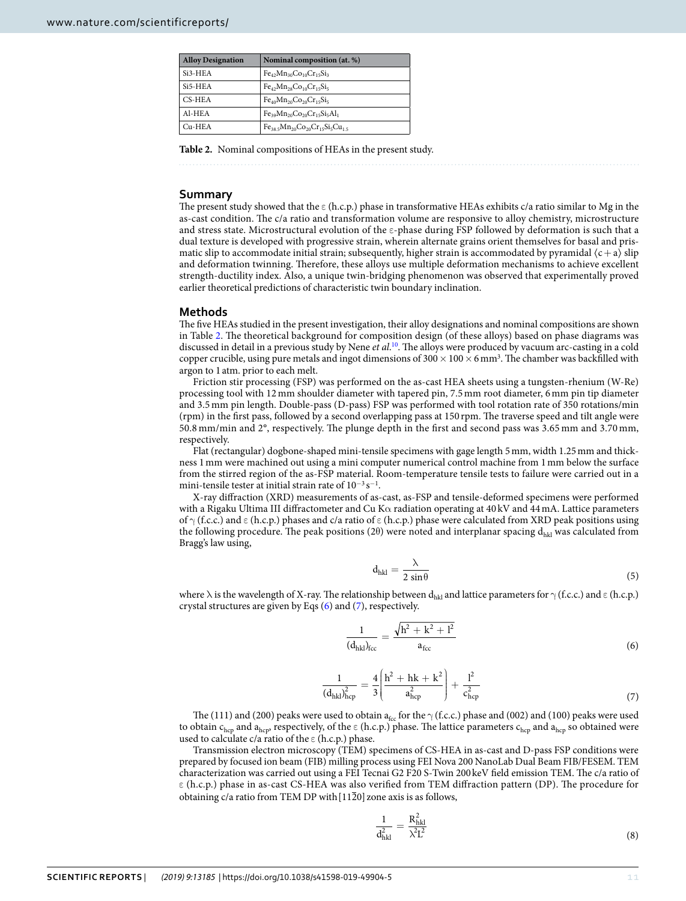| Alloy Designation | Nominal composition (at. %) |
|---|---|
| Si3-HEA | $Fe_{42}Mn_{30}Co_{10}Cr_{15}Si_3$ |
| Si5-HEA | $Fe_{42}Mn_{28}Co_{10}Cr_{15}Si_5$ |
| CS-HEA | $Fe_{40}Mn_{20}Co_{20}Cr_{15}Si_5$ |
| Al-HEA | $Fe_{39}Mn_{20}Co_{20}Cr_{15}Si_5Al_1$ |
| Cu-HEA | $Fe_{38.5}Mn_{20}Co_{20}Cr_{15}Si_5Cu_{1.5}$ |

**Table 2.** Nominal compositions of HEAs in the present study.

## Summary

The present study showed that the ε (h.c.p.) phase in transformative HEAs exhibits c/a ratio similar to Mg in the as-cast condition. The c/a ratio and transformation volume are responsive to alloy chemistry, microstructure and stress state. Microstructural evolution of the ε-phase during FSP followed by deformation is such that a dual texture is developed with progressive strain, wherein alternate grains orient themselves for basal and prismatic slip to accommodate initial strain; subsequently, higher strain is accommodated by pyramidal ⟨c + a⟩ slip and deformation twinning. Therefore, these alloys use multiple deformation mechanisms to achieve excellent strength-ductility index. Also, a unique twin-bridging phenomenon was observed that experimentally proved earlier theoretical predictions of characteristic twin boundary inclination.

## Methods

The five HEAs studied in the present investigation, their alloy designations and nominal compositions are shown in Table 2. The theoretical background for composition design (of these alloys) based on phase diagrams was discussed in detail in a previous study by Nene *et al.*[10]. The alloys were produced by vacuum arc-casting in a cold copper crucible, using pure metals and ingot dimensions of $300 \times 100 \times 6\,mm^3$. The chamber was backfilled with argon to 1 atm. prior to each melt.

Friction stir processing (FSP) was performed on the as-cast HEA sheets using a tungsten-rhenium (W-Re) processing tool with 12 mm shoulder diameter with tapered pin, 7.5 mm root diameter, 6 mm pin tip diameter and 3.5 mm pin length. Double-pass (D-pass) FSP was performed with tool rotation rate of 350 rotations/min (rpm) in the first pass, followed by a second overlapping pass at 150 rpm. The traverse speed and tilt angle were 50.8 mm/min and 2°, respectively. The plunge depth in the first and second pass was 3.65 mm and 3.70 mm, respectively.

Flat (rectangular) dogbone-shaped mini-tensile specimens with gage length 5 mm, width 1.25 mm and thickness 1 mm were machined out using a mini computer numerical control machine from 1 mm below the surface from the stirred region of the as-FSP material. Room-temperature tensile tests to failure were carried out in a mini-tensile tester at initial strain rate of $10^{-3}\,s^{-1}$.

X-ray diffraction (XRD) measurements of as-cast, as-FSP and tensile-deformed specimens were performed with a Rigaku Ultima III diffractometer and Cu Kα radiation operating at 40 kV and 44 mA. Lattice parameters of γ (f.c.c.) and ε (h.c.p.) phases and c/a ratio of ε (h.c.p.) phase were calculated from XRD peak positions using the following procedure. The peak positions (2θ) were noted and interplanar spacing $d_{hkl}$ was calculated from Bragg's law using,

$$d_{hkl} = \frac{\lambda}{2\sin\theta} \tag{5}$$

where λ is the wavelength of X-ray. The relationship between $d_{hkl}$ and lattice parameters for γ (f.c.c.) and ε (h.c.p.) crystal structures are given by Eqs (6) and (7), respectively.

$$\frac{1}{(d_{hkl})_{fcc}} = \frac{\sqrt{h^2 + k^2 + l^2}}{a_{fcc}} \tag{6}$$

$$\frac{1}{(d_{hkl})^2_{hcp}} = \frac{4}{3}\left(\frac{h^2 + hk + k^2}{a^2_{hcp}}\right) + \frac{l^2}{c^2_{hcp}} \tag{7}$$

The (111) and (200) peaks were used to obtain $a_{fcc}$ for the γ (f.c.c.) phase and (002) and (100) peaks were used to obtain $c_{hcp}$ and $a_{hcp}$, respectively, of the ε (h.c.p.) phase. The lattice parameters $c_{hcp}$ and $a_{hcp}$ so obtained were used to calculate c/a ratio of the ε (h.c.p.) phase.

Transmission electron microscopy (TEM) specimens of CS-HEA in as-cast and D-pass FSP conditions were prepared by focused ion beam (FIB) milling process using FEI Nova 200 NanoLab Dual Beam FIB/FESEM. TEM characterization was carried out using a FEI Tecnai G2 F20 S-Twin 200 keV field emission TEM. The c/a ratio of ε (h.c.p.) phase in as-cast CS-HEA was also verified from TEM diffraction pattern (DP). The procedure for obtaining c/a ratio from TEM DP with $[11\bar{2}0]$ zone axis is as follows,

$$\frac{1}{d^2_{hkl}} = \frac{R^2_{hkl}}{\lambda^2 L^2} \tag{8}$$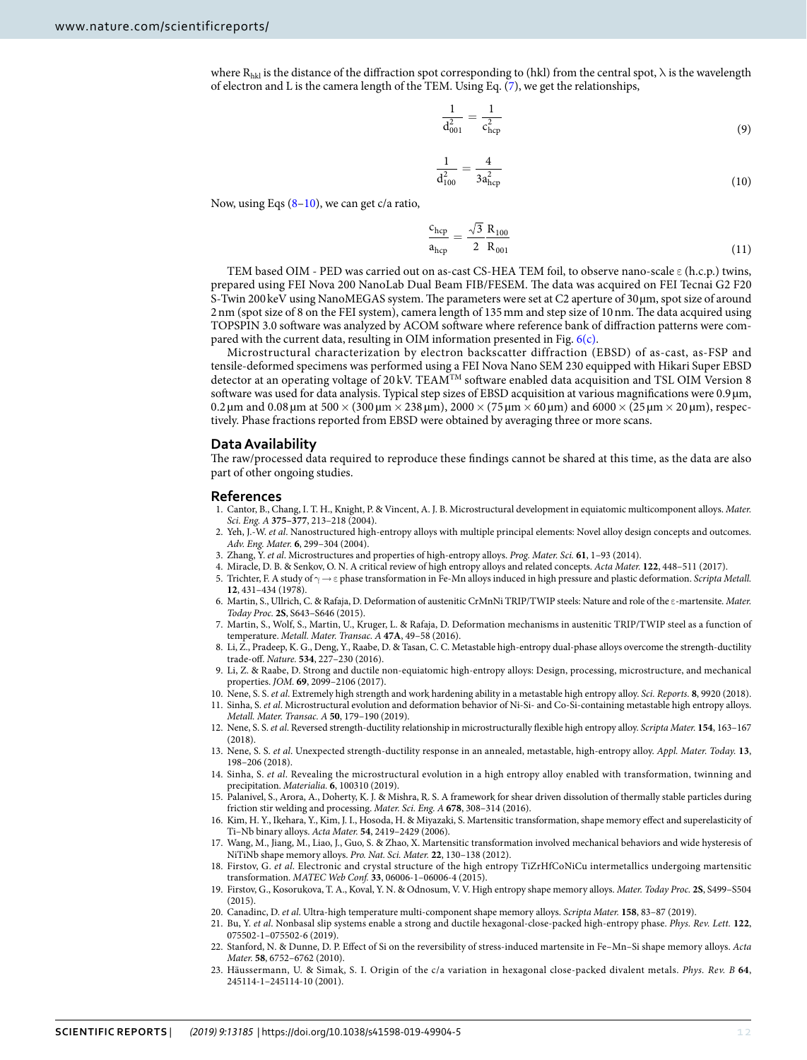where $R_{hkl}$ is the distance of the diffraction spot corresponding to (hkl) from the central spot, $\lambda$ is the wavelength of electron and L is the camera length of the TEM. Using Eq. (7), we get the relationships,

$$\frac{1}{d_{001}^2} = \frac{1}{c_{hcp}^2} \tag{9}$$

$$\frac{1}{d_{100}^2} = \frac{4}{3a_{hcp}^2} \tag{10}$$

Now, using Eqs (8–10), we can get c/a ratio,

$$\frac{c_{hcp}}{a_{hcp}} = \frac{\sqrt{3}}{2}\frac{R_{100}}{R_{001}} \tag{11}$$

TEM based OIM - PED was carried out on as-cast CS-HEA TEM foil, to observe nano-scale ε (h.c.p.) twins, prepared using FEI Nova 200 NanoLab Dual Beam FIB/FESEM. The data was acquired on FEI Tecnai G2 F20 S-Twin 200 keV using NanoMEGAS system. The parameters were set at C2 aperture of 30 μm, spot size of around 2 nm (spot size of 8 on the FEI system), camera length of 135 mm and step size of 10 nm. The data acquired using TOPSPIN 3.0 software was analyzed by ACOM software where reference bank of diffraction patterns were compared with the current data, resulting in OIM information presented in Fig. 6(c).

Microstructural characterization by electron backscatter diffraction (EBSD) of as-cast, as-FSP and tensile-deformed specimens was performed using a FEI Nova Nano SEM 230 equipped with Hikari Super EBSD detector at an operating voltage of 20 kV. TEAM™ software enabled data acquisition and TSL OIM Version 8 software was used for data analysis. Typical step sizes of EBSD acquisition at various magnifications were 0.9 μm, 0.2 μm and 0.08 μm at 500 × (300 μm × 238 μm), 2000 × (75 μm × 60 μm) and 6000 × (25 μm × 20 μm), respectively. Phase fractions reported from EBSD were obtained by averaging three or more scans.

## Data Availability

The raw/processed data required to reproduce these findings cannot be shared at this time, as the data are also part of other ongoing studies.

## References

1. Cantor, B., Chang, I. T. H., Knight, P. & Vincent, A. J. B. Microstructural development in equiatomic multicomponent alloys. *Mater. Sci. Eng. A* **375–377**, 213–218 (2004).
2. Yeh, J.-W. *et al*. Nanostructured high-entropy alloys with multiple principal elements: Novel alloy design concepts and outcomes. *Adv. Eng. Mater.* **6**, 299–304 (2004).
3. Zhang, Y. *et al*. Microstructures and properties of high-entropy alloys. *Prog. Mater. Sci.* **61**, 1–93 (2014).
4. Miracle, D. B. & Senkov, O. N. A critical review of high entropy alloys and related concepts. *Acta Mater.* **122**, 448–511 (2017).
5. Trichter, F. A study of γ → ε phase transformation in Fe-Mn alloys induced in high pressure and plastic deformation. *Scripta Metall.* **12**, 431–434 (1978).
6. Martin, S., Ullrich, C. & Rafaja, D. Deformation of austenitic CrMnNi TRIP/TWIP steels: Nature and role of the ε-martensite. *Mater. Today Proc.* **2S**, S643–S646 (2015).
7. Martin, S., Wolf, S., Martin, U., Kruger, L. & Rafaja, D. Deformation mechanisms in austenitic TRIP/TWIP steel as a function of temperature. *Metall. Mater. Transac. A* **47A**, 49–58 (2016).
8. Li, Z., Pradeep, K. G., Deng, Y., Raabe, D. & Tasan, C. C. Metastable high-entropy dual-phase alloys overcome the strength-ductility trade-off. *Nature.* **534**, 227–230 (2016).
9. Li, Z. & Raabe, D. Strong and ductile non-equiatomic high-entropy alloys: Design, processing, microstructure, and mechanical properties. *JOM.* **69**, 2099–2106 (2017).
10. Nene, S. S. *et al*. Extremely high strength and work hardening ability in a metastable high entropy alloy. *Sci. Reports.* **8**, 9920 (2018).
11. Sinha, S. *et al*. Microstructural evolution and deformation behavior of Ni-Si- and Co-Si-containing metastable high entropy alloys. *Metall. Mater. Transac. A* **50**, 179–190 (2019).
12. Nene, S. S. *et al*. Reversed strength-ductility relationship in microstructurally flexible high entropy alloy. *Scripta Mater.* **154**, 163–167 (2018).
13. Nene, S. S. *et al*. Unexpected strength-ductility response in an annealed, metastable, high-entropy alloy. *Appl. Mater. Today.* **13**, 198–206 (2018).
14. Sinha, S. *et al*. Revealing the microstructural evolution in a high entropy alloy enabled with transformation, twinning and precipitation. *Materialia.* **6**, 100310 (2019).
15. Palanivel, S., Arora, A., Doherty, K. J. & Mishra, R. S. A framework for shear driven dissolution of thermally stable particles during friction stir welding and processing. *Mater. Sci. Eng. A* **678**, 308–314 (2016).
16. Kim, H. Y., Ikehara, Y., Kim, J. I., Hosoda, H. & Miyazaki, S. Martensitic transformation, shape memory effect and superelasticity of Ti–Nb binary alloys. *Acta Mater.* **54**, 2419–2429 (2006).
17. Wang, M., Jiang, M., Liao, J., Guo, S. & Zhao, X. Martensitic transformation involved mechanical behaviors and wide hysteresis of NiTiNb shape memory alloys. *Pro. Nat. Sci. Mater.* **22**, 130–138 (2012).
18. Firstov, G. *et al*. Electronic and crystal structure of the high entropy TiZrHfCoNiCu intermetallics undergoing martensitic transformation. *MATEC Web Conf.* **33**, 06006-1–06006-4 (2015).
19. Firstov, G., Kosorukova, T. A., Koval, Y. N. & Odnosum, V. V. High entropy shape memory alloys. *Mater. Today Proc.* **2S**, S499–S504 (2015).
20. Canadinc, D. *et al*. Ultra-high temperature multi-component shape memory alloys. *Scripta Mater.* **158**, 83–87 (2019).
21. Bu, Y. *et al*. Nonbasal slip systems enable a strong and ductile hexagonal-close-packed high-entropy phase. *Phys. Rev. Lett.* **122**, 075502-1–075502-6 (2019).
22. Stanford, N. & Dunne, D. P. Effect of Si on the reversibility of stress-induced martensite in Fe–Mn–Si shape memory alloys. *Acta Mater.* **58**, 6752–6762 (2010).
23. Häussermann, U. & Simak, S. I. Origin of the c/a variation in hexagonal close-packed divalent metals. *Phys. Rev. B* **64**, 245114-1–245114-10 (2001).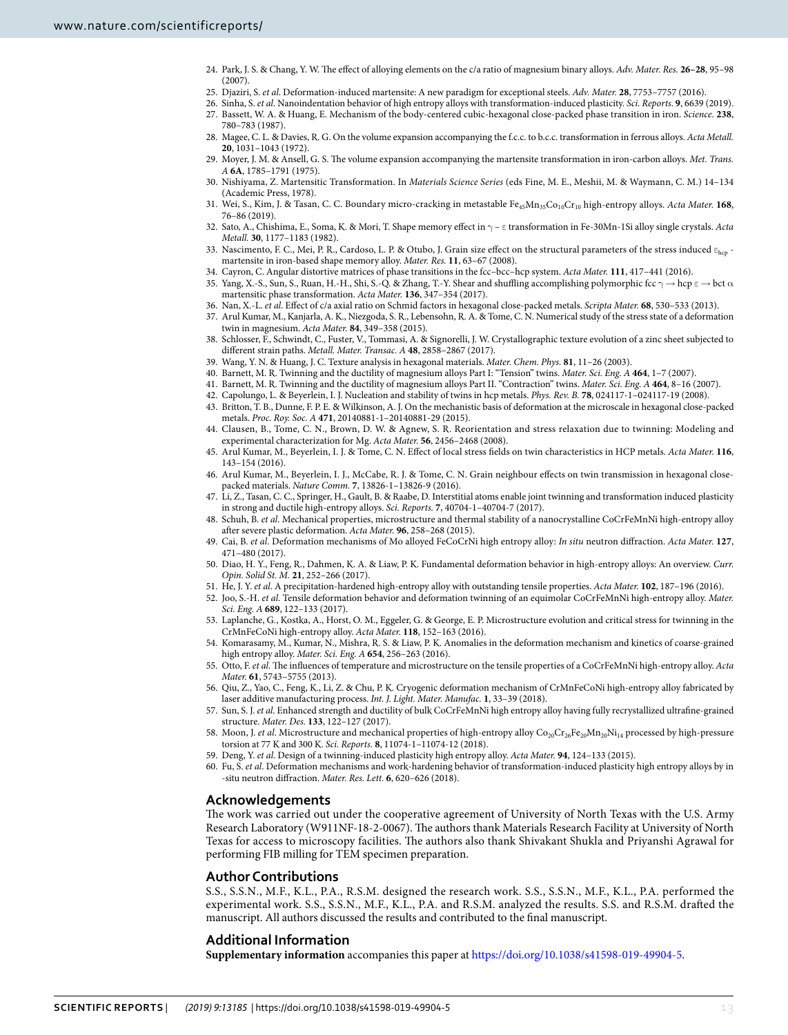24. Park, J. S. & Chang, Y. W. The effect of alloying elements on the c/a ratio of magnesium binary alloys. *Adv. Mater. Res.* **26–28**, 95–98 (2007).
25. Djaziri, S. *et al*. Deformation-induced martensite: A new paradigm for exceptional steels. *Adv. Mater.* **28**, 7753–7757 (2016).
26. Sinha, S. *et al*. Nanoindentation behavior of high entropy alloys with transformation-induced plasticity. *Sci. Reports.* **9**, 6639 (2019).
27. Bassett, W. A. & Huang, E. Mechanism of the body-centered cubic-hexagonal close-packed phase transition in iron. *Science.* **238**, 780–783 (1987).
28. Magee, C. L. & Davies, R. G. On the volume expansion accompanying the f.c.c. to b.c.c. transformation in ferrous alloys. *Acta Metall.* **20**, 1031–1043 (1972).
29. Moyer, J. M. & Ansell, G. S. The volume expansion accompanying the martensite transformation in iron-carbon alloys. *Met. Trans. A* **6A**, 1785–1791 (1975).
30. Nishiyama, Z. Martensitic Transformation. In *Materials Science Series* (eds Fine, M. E., Meshii, M. & Waymann, C. M.) 14–134 (Academic Press, 1978).
31. Wei, S., Kim, J. & Tasan, C. C. Boundary micro-cracking in metastable $Fe_{45}Mn_{35}Co_{10}Cr_{10}$ high-entropy alloys. *Acta Mater.* **168**, 76–86 (2019).
32. Sato, A., Chishima, E., Soma, K. & Mori, T. Shape memory effect in $\gamma - \varepsilon$ transformation in Fe-30Mn-1Si alloy single crystals. *Acta Metall.* **30**, 1177–1183 (1982).
33. Nascimento, F. C., Mei, P. R., Cardoso, L. P. & Otubo, J. Grain size effect on the structural parameters of the stress induced $\varepsilon_{hcp}$ -martensite in iron-based shape memory alloy. *Mater. Res.* **11**, 63–67 (2008).
34. Cayron, C. Angular distortive matrices of phase transitions in the fcc–bcc–hcp system. *Acta Mater.* **111**, 417–441 (2016).
35. Yang, X.-S., Sun, S., Ruan, H.-H., Shi, S.-Q. & Zhang, T.-Y. Shear and shuffling accomplishing polymorphic fcc $\gamma \rightarrow$ hcp $\varepsilon \rightarrow$ bct $\alpha$ martensitic phase transformation. *Acta Mater.* **136**, 347–354 (2017).
36. Nan, X.-L. *et al*. Effect of c/a axial ratio on Schmid factors in hexagonal close-packed metals. *Scripta Mater.* **68**, 530–533 (2013).
37. Arul Kumar, M., Kanjarla, A. K., Niezgoda, S. R., Lebensohn, R. A. & Tome, C. N. Numerical study of the stress state of a deformation twin in magnesium. *Acta Mater.* **84**, 349–358 (2015).
38. Schlosser, F., Schwindt, C., Fuster, V., Tommasi, A. & Signorelli, J. W. Crystallographic texture evolution of a zinc sheet subjected to different strain paths. *Metall. Mater. Transac. A* **48**, 2858–2867 (2017).
39. Wang, Y. N. & Huang, J. C. Texture analysis in hexagonal materials. *Mater. Chem. Phys.* **81**, 11–26 (2003).
40. Barnett, M. R. Twinning and the ductility of magnesium alloys Part I: "Tension" twins. *Mater. Sci. Eng. A* **464**, 1–7 (2007).
41. Barnett, M. R. Twinning and the ductility of magnesium alloys Part II. "Contraction" twins. *Mater. Sci. Eng. A* **464**, 8–16 (2007).
42. Capolungo, L. & Beyerlein, I. J. Nucleation and stability of twins in hcp metals. *Phys. Rev. B.* **78**, 024117-1–024117-19 (2008).
43. Britton, T. B., Dunne, F. P. E. & Wilkinson, A. J. On the mechanistic basis of deformation at the microscale in hexagonal close-packed metals. *Proc. Roy. Soc. A* **471**, 20140881-1–20140881-29 (2015).
44. Clausen, B., Tome, C. N., Brown, D. W. & Agnew, S. R. Reorientation and stress relaxation due to twinning: Modeling and experimental characterization for Mg. *Acta Mater.* **56**, 2456–2468 (2008).
45. Arul Kumar, M., Beyerlein, I. J. & Tome, C. N. Effect of local stress fields on twin characteristics in HCP metals. *Acta Mater.* **116**, 143–154 (2016).
46. Arul Kumar, M., Beyerlein, I. J., McCabe, R. J. & Tome, C. N. Grain neighbour effects on twin transmission in hexagonal close-packed materials. *Nature Comm.* **7**, 13826-1–13826-9 (2016).
47. Li, Z., Tasan, C. C., Springer, H., Gault, B. & Raabe, D. Interstitial atoms enable joint twinning and transformation induced plasticity in strong and ductile high-entropy alloys. *Sci. Reports.* **7**, 40704-1–40704-7 (2017).
48. Schuh, B. *et al*. Mechanical properties, microstructure and thermal stability of a nanocrystalline CoCrFeMnNi high-entropy alloy after severe plastic deformation. *Acta Mater.* **96**, 258–268 (2015).
49. Cai, B. *et al*. Deformation mechanisms of Mo alloyed FeCoCrNi high entropy alloy: *In situ* neutron diffraction. *Acta Mater.* **127**, 471–480 (2017).
50. Diao, H. Y., Feng, R., Dahmen, K. A. & Liaw, P. K. Fundamental deformation behavior in high-entropy alloys: An overview. *Curr. Opin. Solid St. M.* **21**, 252–266 (2017).
51. He, J. Y. *et al*. A precipitation-hardened high-entropy alloy with outstanding tensile properties. *Acta Mater.* **102**, 187–196 (2016).
52. Joo, S.-H. *et al*. Tensile deformation behavior and deformation twinning of an equimolar CoCrFeMnNi high-entropy alloy. *Mater. Sci. Eng. A* **689**, 122–133 (2017).
53. Laplanche, G., Kostka, A., Horst, O. M., Eggeler, G. & George, E. P. Microstructure evolution and critical stress for twinning in the CrMnFeCoNi high-entropy alloy. *Acta Mater.* **118**, 152–163 (2016).
54. Komarasamy, M., Kumar, N., Mishra, R. S. & Liaw, P. K. Anomalies in the deformation mechanism and kinetics of coarse-grained high entropy alloy. *Mater. Sci. Eng. A* **654**, 256–263 (2016).
55. Otto, F. *et al*. The influences of temperature and microstructure on the tensile properties of a CoCrFeMnNi high-entropy alloy. *Acta Mater.* **61**, 5743–5755 (2013).
56. Qiu, Z., Yao, C., Feng, K., Li, Z. & Chu, P. K. Cryogenic deformation mechanism of CrMnFeCoNi high-entropy alloy fabricated by laser additive manufacturing process. *Int. J. Light. Mater. Manufac.* **1**, 33–39 (2018).
57. Sun, S. J. *et al*. Enhanced strength and ductility of bulk CoCrFeMnNi high entropy alloy having fully recrystallized ultrafine-grained structure. *Mater. Des.* **133**, 122–127 (2017).
58. Moon, J. *et al*. Microstructure and mechanical properties of high-entropy alloy $Co_{20}Cr_{26}Fe_{20}Mn_{20}Ni_{14}$ processed by high-pressure torsion at 77 K and 300 K. *Sci. Reports.* **8**, 11074-1–11074-12 (2018).
59. Deng, Y. *et al*. Design of a twinning-induced plasticity high entropy alloy. *Acta Mater.* **94**, 124–133 (2015).
60. Fu, S. *et al*. Deformation mechanisms and work-hardening behavior of transformation-induced plasticity high entropy alloys by in -situ neutron diffraction. *Mater. Res. Lett.* **6**, 620–626 (2018).

## Acknowledgements

The work was carried out under the cooperative agreement of University of North Texas with the U.S. Army Research Laboratory (W911NF-18-2-0067). The authors thank Materials Research Facility at University of North Texas for access to microscopy facilities. The authors also thank Shivakant Shukla and Priyanshi Agrawal for performing FIB milling for TEM specimen preparation.

## Author Contributions

S.S., S.S.N., M.F., K.L., P.A., R.S.M. designed the research work. S.S., S.S.N., M.F., K.L., P.A. performed the experimental work. S.S., S.S.N., M.F., K.L., P.A. and R.S.M. analyzed the results. S.S. and R.S.M. drafted the manuscript. All authors discussed the results and contributed to the final manuscript.

## Additional Information

**Supplementary information** accompanies this paper at https://doi.org/10.1038/s41598-019-49904-5.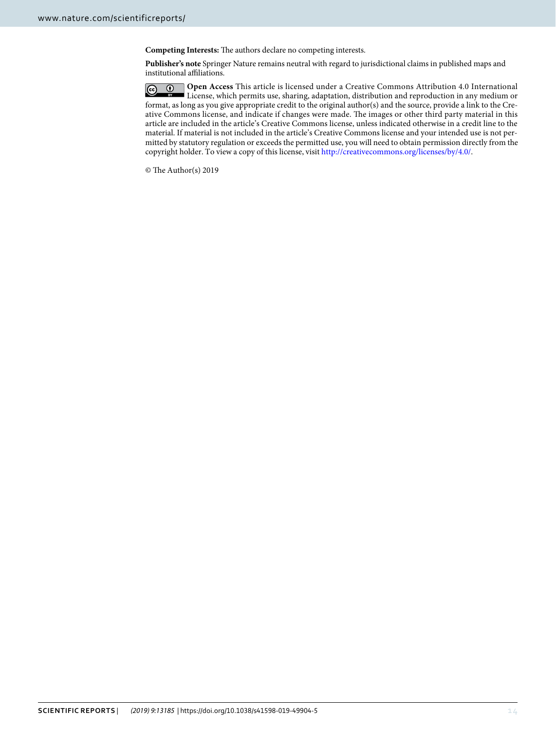**Competing Interests:** The authors declare no competing interests.

**Publisher's note** Springer Nature remains neutral with regard to jurisdictional claims in published maps and institutional affiliations.

**Open Access** This article is licensed under a Creative Commons Attribution 4.0 International License, which permits use, sharing, adaptation, distribution and reproduction in any medium or format, as long as you give appropriate credit to the original author(s) and the source, provide a link to the Creative Commons license, and indicate if changes were made. The images or other third party material in this article are included in the article's Creative Commons license, unless indicated otherwise in a credit line to the material. If material is not included in the article's Creative Commons license and your intended use is not permitted by statutory regulation or exceeds the permitted use, you will need to obtain permission directly from the copyright holder. To view a copy of this license, visit http://creativecommons.org/licenses/by/4.0/.

© The Author(s) 2019